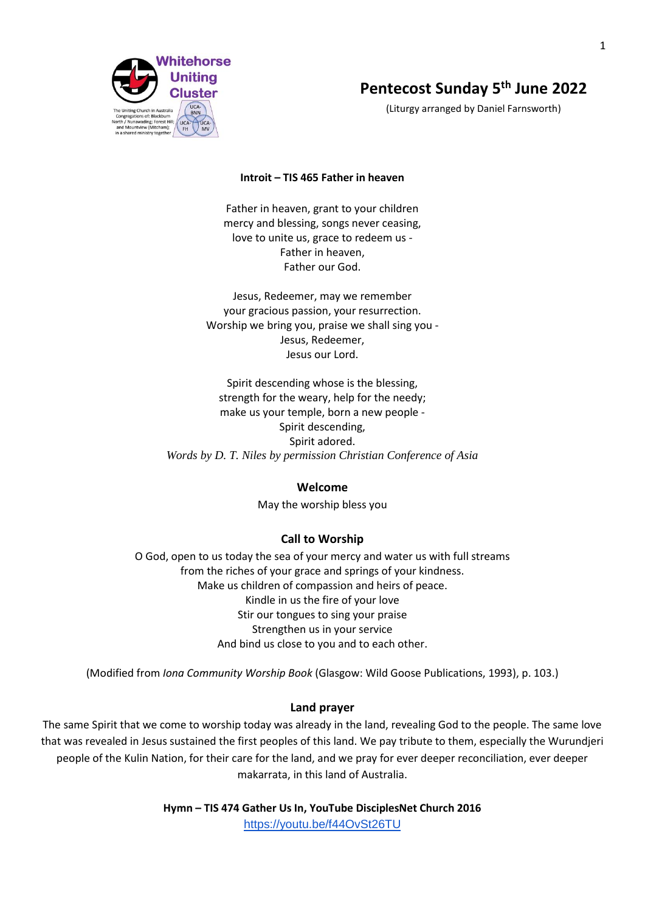Whitehorse Uniting Cluster

The Uniting Church in Australia Congregations of: Blackburn North / Nunawading; Forest Hill; and Mountview (Mitcham); in a shared ministry together

# Pentecost Sunday 5th June 2022

(Liturgy arranged by Daniel Farnsworth)

**Introit – TIS 465 Father in heaven**

Father in heaven, grant to your children
mercy and blessing, songs never ceasing,
love to unite us, grace to redeem us -
Father in heaven,
Father our God.

Jesus, Redeemer, may we remember
your gracious passion, your resurrection.
Worship we bring you, praise we shall sing you -
Jesus, Redeemer,
Jesus our Lord.

Spirit descending whose is the blessing,
strength for the weary, help for the needy;
make us your temple, born a new people -
Spirit descending,
Spirit adored.

*Words by D. T. Niles by permission Christian Conference of Asia*

## Welcome

May the worship bless you

## Call to Worship

O God, open to us today the sea of your mercy and water us with full streams
from the riches of your grace and springs of your kindness.
Make us children of compassion and heirs of peace.
Kindle in us the fire of your love
Stir our tongues to sing your praise
Strengthen us in your service
And bind us close to you and to each other.

(Modified from *Iona Community Worship Book* (Glasgow: Wild Goose Publications, 1993), p. 103.)

## Land prayer

The same Spirit that we come to worship today was already in the land, revealing God to the people. The same love that was revealed in Jesus sustained the first peoples of this land. We pay tribute to them, especially the Wurundjeri people of the Kulin Nation, for their care for the land, and we pray for ever deeper reconciliation, ever deeper makarrata, in this land of Australia.

**Hymn – TIS 474 Gather Us In, YouTube DisciplesNet Church 2016**

https://youtu.be/f44OvSt26TU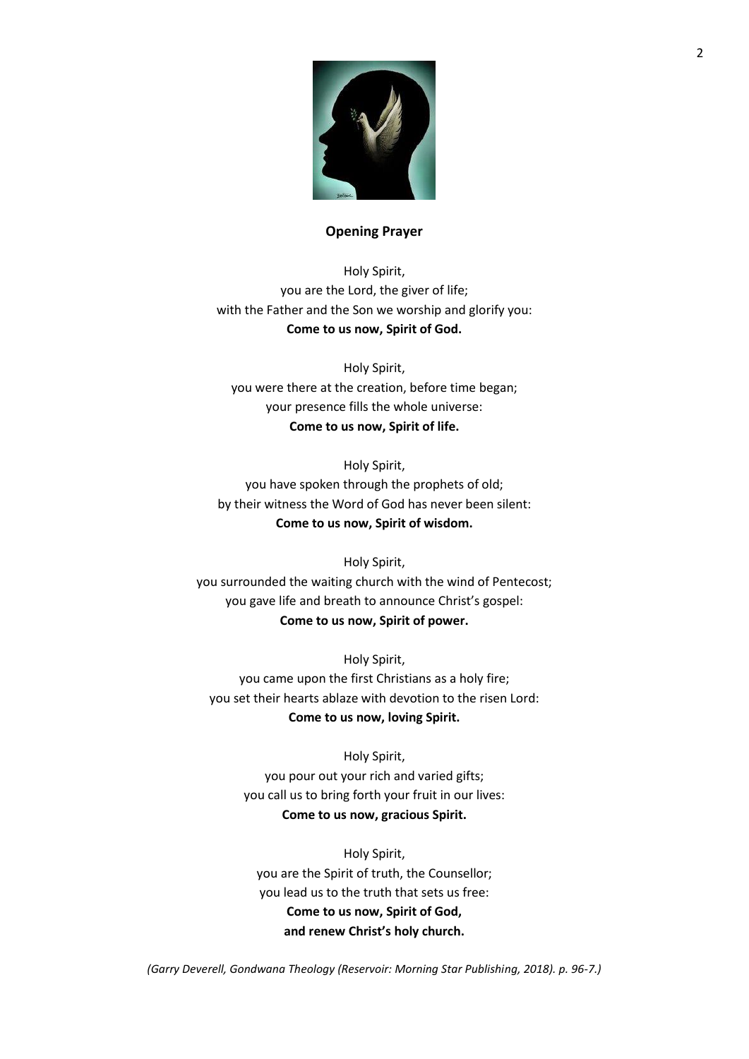## Opening Prayer

Holy Spirit,
you are the Lord, the giver of life;
with the Father and the Son we worship and glorify you:
**Come to us now, Spirit of God.**

Holy Spirit,
you were there at the creation, before time began;
your presence fills the whole universe:
**Come to us now, Spirit of life.**

Holy Spirit,
you have spoken through the prophets of old;
by their witness the Word of God has never been silent:
**Come to us now, Spirit of wisdom.**

Holy Spirit,
you surrounded the waiting church with the wind of Pentecost;
you gave life and breath to announce Christ's gospel:
**Come to us now, Spirit of power.**

Holy Spirit,
you came upon the first Christians as a holy fire;
you set their hearts ablaze with devotion to the risen Lord:
**Come to us now, loving Spirit.**

Holy Spirit,
you pour out your rich and varied gifts;
you call us to bring forth your fruit in our lives:
**Come to us now, gracious Spirit.**

Holy Spirit,
you are the Spirit of truth, the Counsellor;
you lead us to the truth that sets us free:
**Come to us now, Spirit of God,**
**and renew Christ's holy church.**

*(Garry Deverell, Gondwana Theology (Reservoir: Morning Star Publishing, 2018). p. 96-7.)*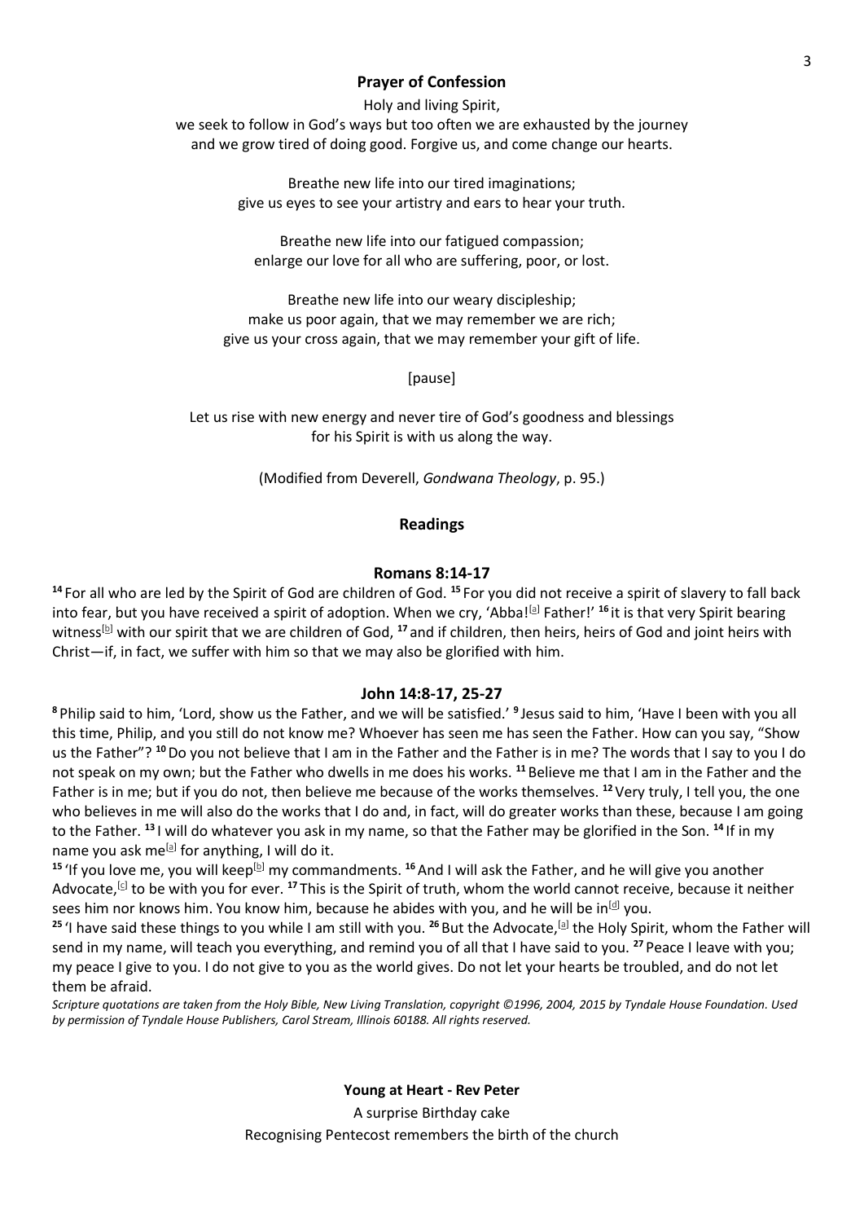### Prayer of Confession

Holy and living Spirit,
we seek to follow in God's ways but too often we are exhausted by the journey
and we grow tired of doing good. Forgive us, and come change our hearts.

Breathe new life into our tired imaginations;
give us eyes to see your artistry and ears to hear your truth.

Breathe new life into our fatigued compassion;
enlarge our love for all who are suffering, poor, or lost.

Breathe new life into our weary discipleship;
make us poor again, that we may remember we are rich;
give us your cross again, that we may remember your gift of life.

[pause]

Let us rise with new energy and never tire of God's goodness and blessings
for his Spirit is with us along the way.

(Modified from Deverell, *Gondwana Theology*, p. 95.)

### Readings

#### Romans 8:14-17

**14** For all who are led by the Spirit of God are children of God. **15** For you did not receive a spirit of slavery to fall back into fear, but you have received a spirit of adoption. When we cry, 'Abba![a] Father!' **16** it is that very Spirit bearing witness[b] with our spirit that we are children of God, **17** and if children, then heirs, heirs of God and joint heirs with Christ—if, in fact, we suffer with him so that we may also be glorified with him.

#### John 14:8-17, 25-27

**8** Philip said to him, 'Lord, show us the Father, and we will be satisfied.' **9** Jesus said to him, 'Have I been with you all this time, Philip, and you still do not know me? Whoever has seen me has seen the Father. How can you say, "Show us the Father"? **10** Do you not believe that I am in the Father and the Father is in me? The words that I say to you I do not speak on my own; but the Father who dwells in me does his works. **11** Believe me that I am in the Father and the Father is in me; but if you do not, then believe me because of the works themselves. **12** Very truly, I tell you, the one who believes in me will also do the works that I do and, in fact, will do greater works than these, because I am going to the Father. **13** I will do whatever you ask in my name, so that the Father may be glorified in the Son. **14** If in my name you ask me[a] for anything, I will do it.

**15** 'If you love me, you will keep[b] my commandments. **16** And I will ask the Father, and he will give you another Advocate,[c] to be with you for ever. **17** This is the Spirit of truth, whom the world cannot receive, because it neither sees him nor knows him. You know him, because he abides with you, and he will be in[d] you.

**25** 'I have said these things to you while I am still with you. **26** But the Advocate,[a] the Holy Spirit, whom the Father will send in my name, will teach you everything, and remind you of all that I have said to you. **27** Peace I leave with you; my peace I give to you. I do not give to you as the world gives. Do not let your hearts be troubled, and do not let them be afraid.

*Scripture quotations are taken from the Holy Bible, New Living Translation, copyright ©1996, 2004, 2015 by Tyndale House Foundation. Used by permission of Tyndale House Publishers, Carol Stream, Illinois 60188. All rights reserved.*

**Young at Heart - Rev Peter**

A surprise Birthday cake
Recognising Pentecost remembers the birth of the church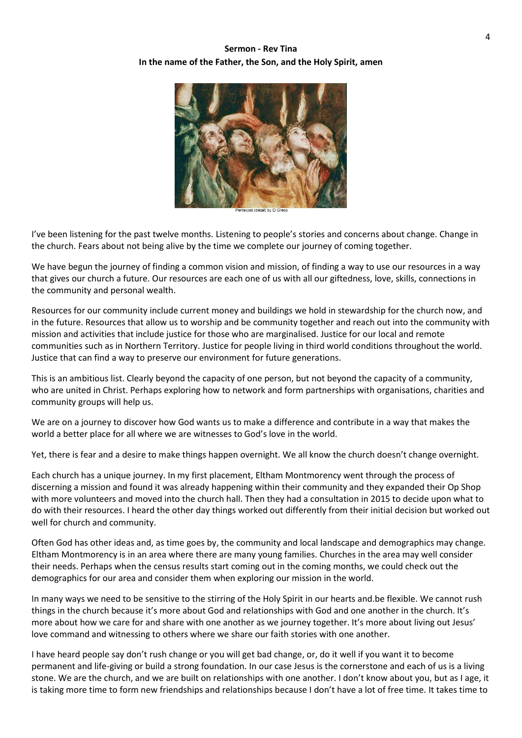**Sermon - Rev Tina**

**In the name of the Father, the Son, and the Holy Spirit, amen**

Pentecost (detail) by El Greco

I've been listening for the past twelve months. Listening to people's stories and concerns about change. Change in the church. Fears about not being alive by the time we complete our journey of coming together.

We have begun the journey of finding a common vision and mission, of finding a way to use our resources in a way that gives our church a future. Our resources are each one of us with all our giftedness, love, skills, connections in the community and personal wealth.

Resources for our community include current money and buildings we hold in stewardship for the church now, and in the future. Resources that allow us to worship and be community together and reach out into the community with mission and activities that include justice for those who are marginalised. Justice for our local and remote communities such as in Northern Territory. Justice for people living in third world conditions throughout the world. Justice that can find a way to preserve our environment for future generations.

This is an ambitious list. Clearly beyond the capacity of one person, but not beyond the capacity of a community, who are united in Christ. Perhaps exploring how to network and form partnerships with organisations, charities and community groups will help us.

We are on a journey to discover how God wants us to make a difference and contribute in a way that makes the world a better place for all where we are witnesses to God's love in the world.

Yet, there is fear and a desire to make things happen overnight. We all know the church doesn't change overnight.

Each church has a unique journey. In my first placement, Eltham Montmorency went through the process of discerning a mission and found it was already happening within their community and they expanded their Op Shop with more volunteers and moved into the church hall. Then they had a consultation in 2015 to decide upon what to do with their resources. I heard the other day things worked out differently from their initial decision but worked out well for church and community.

Often God has other ideas and, as time goes by, the community and local landscape and demographics may change. Eltham Montmorency is in an area where there are many young families. Churches in the area may well consider their needs. Perhaps when the census results start coming out in the coming months, we could check out the demographics for our area and consider them when exploring our mission in the world.

In many ways we need to be sensitive to the stirring of the Holy Spirit in our hearts and.be flexible. We cannot rush things in the church because it's more about God and relationships with God and one another in the church. It's more about how we care for and share with one another as we journey together. It's more about living out Jesus' love command and witnessing to others where we share our faith stories with one another.

I have heard people say don't rush change or you will get bad change, or, do it well if you want it to become permanent and life-giving or build a strong foundation. In our case Jesus is the cornerstone and each of us is a living stone. We are the church, and we are built on relationships with one another. I don't know about you, but as I age, it is taking more time to form new friendships and relationships because I don't have a lot of free time. It takes time to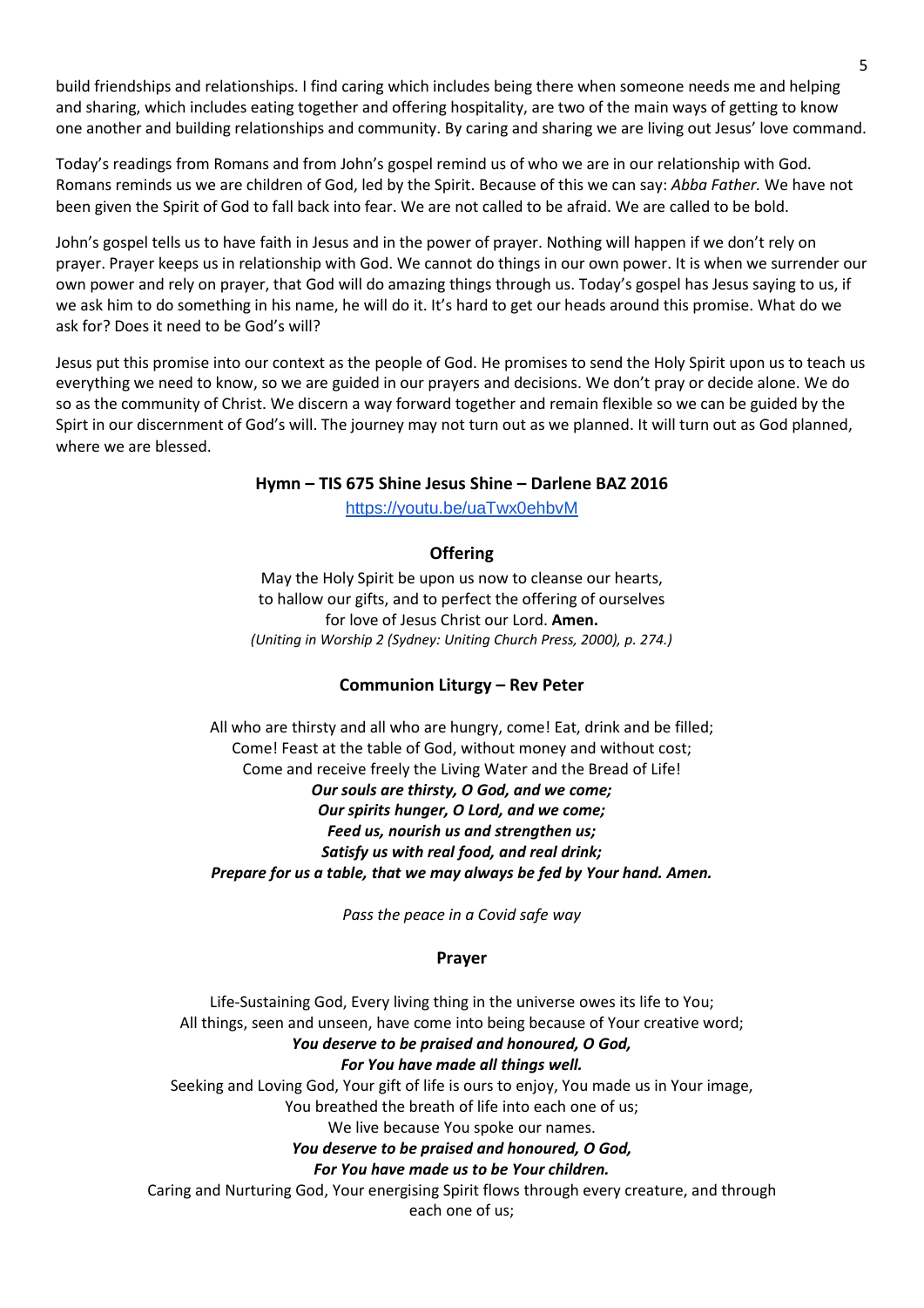build friendships and relationships. I find caring which includes being there when someone needs me and helping and sharing, which includes eating together and offering hospitality, are two of the main ways of getting to know one another and building relationships and community. By caring and sharing we are living out Jesus' love command.

Today's readings from Romans and from John's gospel remind us of who we are in our relationship with God. Romans reminds us we are children of God, led by the Spirit. Because of this we can say: *Abba Father.* We have not been given the Spirit of God to fall back into fear. We are not called to be afraid. We are called to be bold.

John's gospel tells us to have faith in Jesus and in the power of prayer. Nothing will happen if we don't rely on prayer. Prayer keeps us in relationship with God. We cannot do things in our own power. It is when we surrender our own power and rely on prayer, that God will do amazing things through us. Today's gospel has Jesus saying to us, if we ask him to do something in his name, he will do it. It's hard to get our heads around this promise. What do we ask for? Does it need to be God's will?

Jesus put this promise into our context as the people of God. He promises to send the Holy Spirit upon us to teach us everything we need to know, so we are guided in our prayers and decisions. We don't pray or decide alone. We do so as the community of Christ. We discern a way forward together and remain flexible so we can be guided by the Spirt in our discernment of God's will. The journey may not turn out as we planned. It will turn out as God planned, where we are blessed.

**Hymn – TIS 675 Shine Jesus Shine – Darlene BAZ 2016**

https://youtu.be/uaTwx0ehbvM

**Offering**

May the Holy Spirit be upon us now to cleanse our hearts,
to hallow our gifts, and to perfect the offering of ourselves
for love of Jesus Christ our Lord. **Amen.**
*(Uniting in Worship 2 (Sydney: Uniting Church Press, 2000), p. 274.)*

**Communion Liturgy – Rev Peter**

All who are thirsty and all who are hungry, come! Eat, drink and be filled;
Come! Feast at the table of God, without money and without cost;
Come and receive freely the Living Water and the Bread of Life!
***Our souls are thirsty, O God, and we come;***
***Our spirits hunger, O Lord, and we come;***
***Feed us, nourish us and strengthen us;***
***Satisfy us with real food, and real drink;***
***Prepare for us a table, that we may always be fed by Your hand. Amen.***

*Pass the peace in a Covid safe way*

**Prayer**

Life-Sustaining God, Every living thing in the universe owes its life to You;
All things, seen and unseen, have come into being because of Your creative word;
***You deserve to be praised and honoured, O God,***
***For You have made all things well.***
Seeking and Loving God, Your gift of life is ours to enjoy, You made us in Your image,
You breathed the breath of life into each one of us;
We live because You spoke our names.
***You deserve to be praised and honoured, O God,***
***For You have made us to be Your children.***
Caring and Nurturing God, Your energising Spirit flows through every creature, and through each one of us;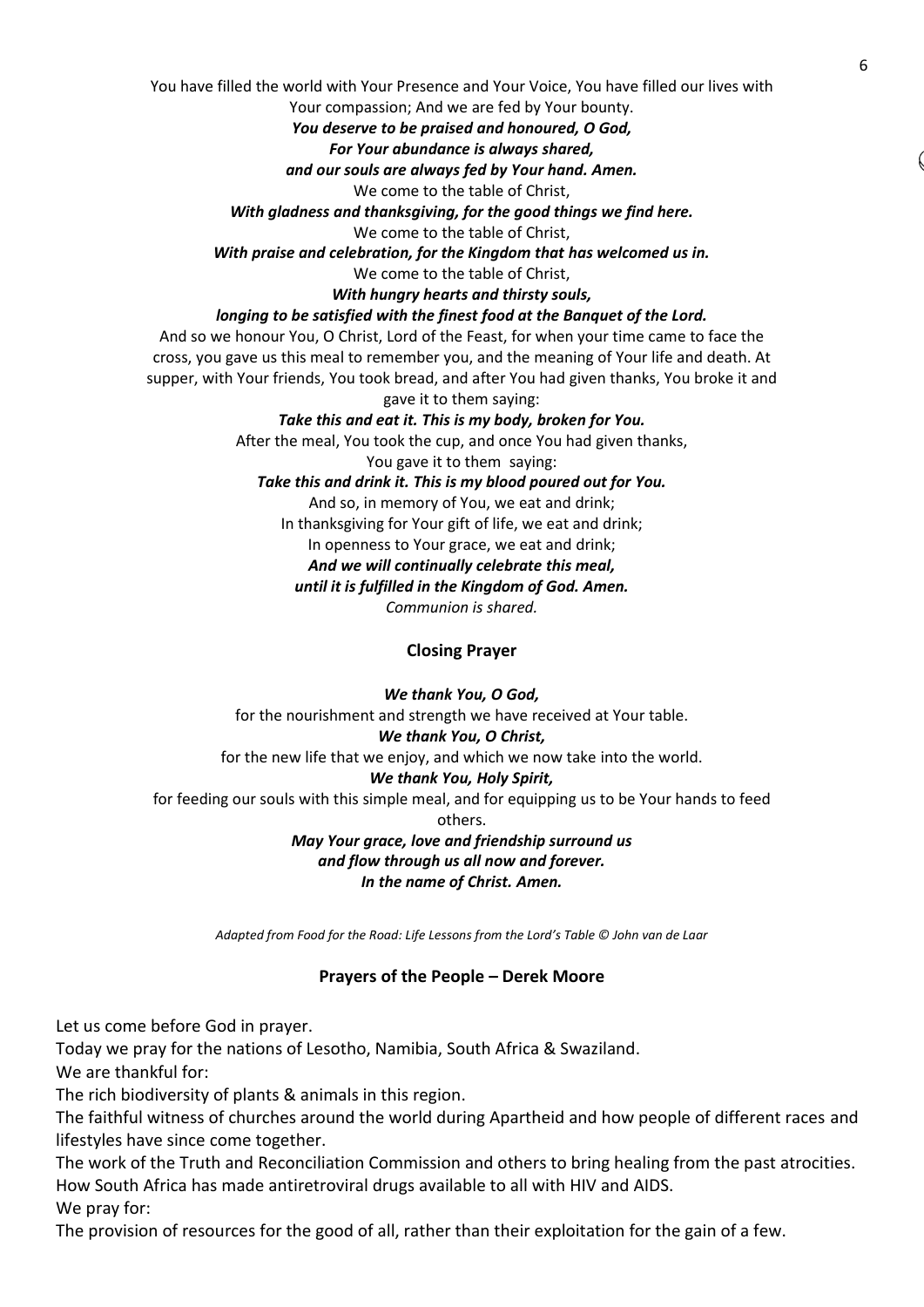You have filled the world with Your Presence and Your Voice, You have filled our lives with Your compassion; And we are fed by Your bounty.

***You deserve to be praised and honoured, O God,***
***For Your abundance is always shared,***
***and our souls are always fed by Your hand. Amen.***

We come to the table of Christ,

***With gladness and thanksgiving, for the good things we find here.***

We come to the table of Christ,

***With praise and celebration, for the Kingdom that has welcomed us in.***

We come to the table of Christ,

***With hungry hearts and thirsty souls,***
***longing to be satisfied with the finest food at the Banquet of the Lord.***

And so we honour You, O Christ, Lord of the Feast, for when your time came to face the cross, you gave us this meal to remember you, and the meaning of Your life and death. At supper, with Your friends, You took bread, and after You had given thanks, You broke it and gave it to them saying:

***Take this and eat it. This is my body, broken for You.***

After the meal, You took the cup, and once You had given thanks,
You gave it to them saying:

***Take this and drink it. This is my blood poured out for You.***

And so, in memory of You, we eat and drink;
In thanksgiving for Your gift of life, we eat and drink;
In openness to Your grace, we eat and drink;

***And we will continually celebrate this meal,***
***until it is fulfilled in the Kingdom of God. Amen.***

*Communion is shared.*

**Closing Prayer**

***We thank You, O God,***
for the nourishment and strength we have received at Your table.

***We thank You, O Christ,***
for the new life that we enjoy, and which we now take into the world.

***We thank You, Holy Spirit,***
for feeding our souls with this simple meal, and for equipping us to be Your hands to feed others.

***May Your grace, love and friendship surround us***
***and flow through us all now and forever.***
***In the name of Christ. Amen.***

*Adapted from Food for the Road: Life Lessons from the Lord's Table © John van de Laar*

**Prayers of the People – Derek Moore**

Let us come before God in prayer.
Today we pray for the nations of Lesotho, Namibia, South Africa & Swaziland.
We are thankful for:
The rich biodiversity of plants & animals in this region.
The faithful witness of churches around the world during Apartheid and how people of different races and lifestyles have since come together.
The work of the Truth and Reconciliation Commission and others to bring healing from the past atrocities.
How South Africa has made antiretroviral drugs available to all with HIV and AIDS.
We pray for:
The provision of resources for the good of all, rather than their exploitation for the gain of a few.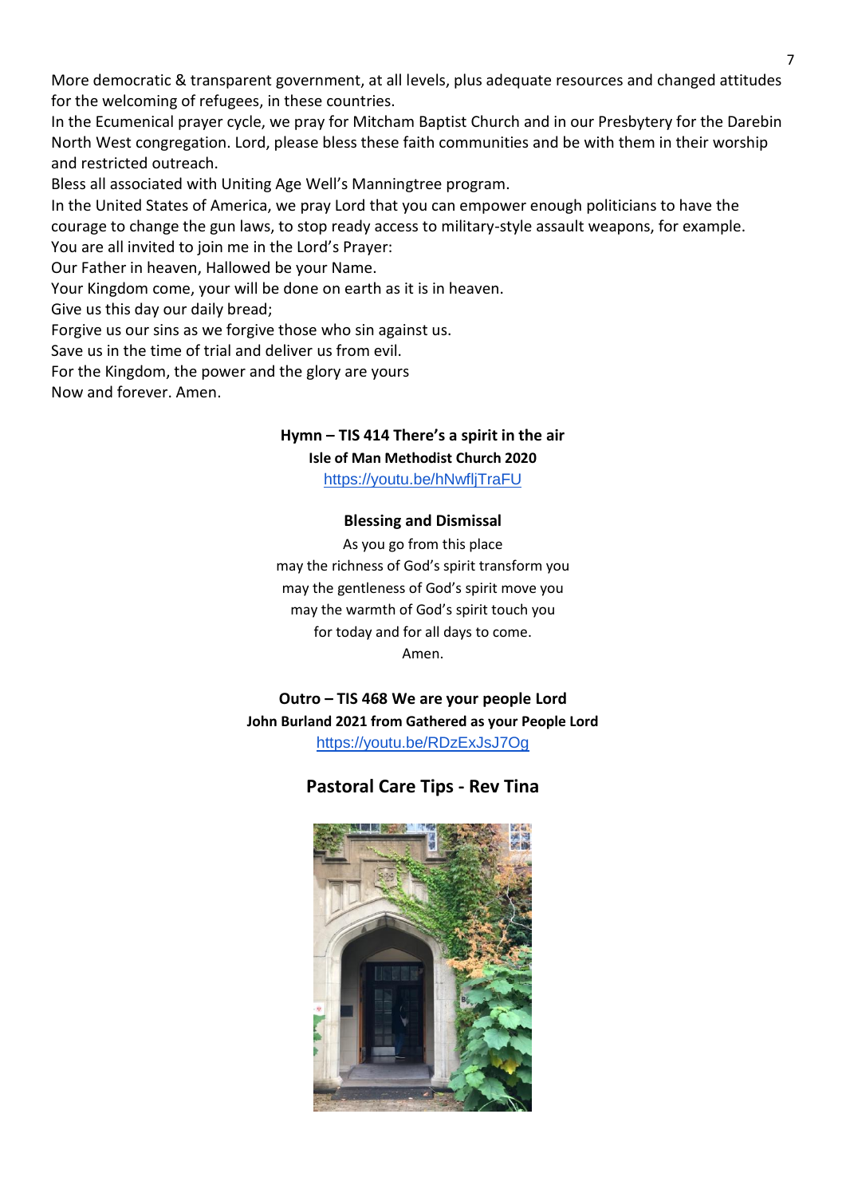More democratic & transparent government, at all levels, plus adequate resources and changed attitudes for the welcoming of refugees, in these countries.

In the Ecumenical prayer cycle, we pray for Mitcham Baptist Church and in our Presbytery for the Darebin North West congregation. Lord, please bless these faith communities and be with them in their worship and restricted outreach.

Bless all associated with Uniting Age Well's Manningtree program.

In the United States of America, we pray Lord that you can empower enough politicians to have the courage to change the gun laws, to stop ready access to military-style assault weapons, for example.

You are all invited to join me in the Lord's Prayer:

Our Father in heaven, Hallowed be your Name.
Your Kingdom come, your will be done on earth as it is in heaven.
Give us this day our daily bread;
Forgive us our sins as we forgive those who sin against us.
Save us in the time of trial and deliver us from evil.
For the Kingdom, the power and the glory are yours
Now and forever. Amen.

**Hymn – TIS 414 There's a spirit in the air**
**Isle of Man Methodist Church 2020**
https://youtu.be/hNwfljTraFU

**Blessing and Dismissal**

As you go from this place
may the richness of God's spirit transform you
may the gentleness of God's spirit move you
may the warmth of God's spirit touch you
for today and for all days to come.
Amen.

**Outro – TIS 468 We are your people Lord**
**John Burland 2021 from Gathered as your People Lord**
https://youtu.be/RDzExJsJ7Og

## Pastoral Care Tips - Rev Tina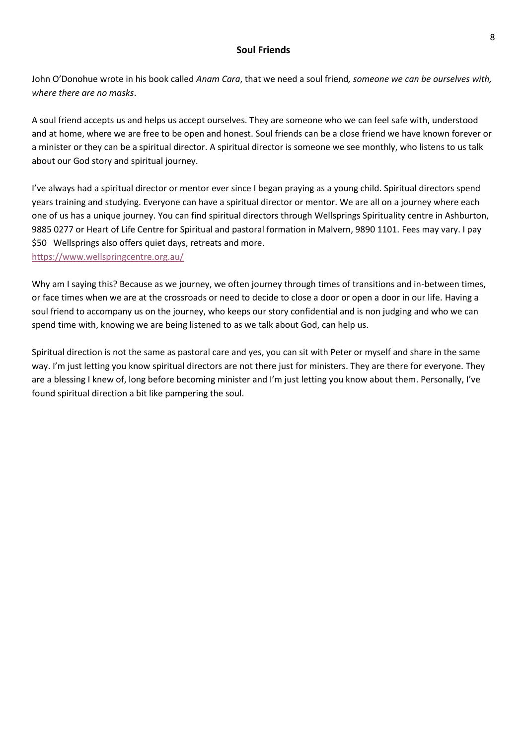## Soul Friends

John O'Donohue wrote in his book called *Anam Cara*, that we need a soul friend*, someone we can be ourselves with, where there are no masks*.

A soul friend accepts us and helps us accept ourselves. They are someone who we can feel safe with, understood and at home, where we are free to be open and honest. Soul friends can be a close friend we have known forever or a minister or they can be a spiritual director. A spiritual director is someone we see monthly, who listens to us talk about our God story and spiritual journey.

I've always had a spiritual director or mentor ever since I began praying as a young child. Spiritual directors spend years training and studying. Everyone can have a spiritual director or mentor. We are all on a journey where each one of us has a unique journey. You can find spiritual directors through Wellsprings Spirituality centre in Ashburton, 9885 0277 or Heart of Life Centre for Spiritual and pastoral formation in Malvern, 9890 1101. Fees may vary. I pay $50 Wellsprings also offers quiet days, retreats and more.
https://www.wellspringcentre.org.au/

Why am I saying this? Because as we journey, we often journey through times of transitions and in-between times, or face times when we are at the crossroads or need to decide to close a door or open a door in our life. Having a soul friend to accompany us on the journey, who keeps our story confidential and is non judging and who we can spend time with, knowing we are being listened to as we talk about God, can help us.

Spiritual direction is not the same as pastoral care and yes, you can sit with Peter or myself and share in the same way. I'm just letting you know spiritual directors are not there just for ministers. They are there for everyone. They are a blessing I knew of, long before becoming minister and I'm just letting you know about them. Personally, I've found spiritual direction a bit like pampering the soul.